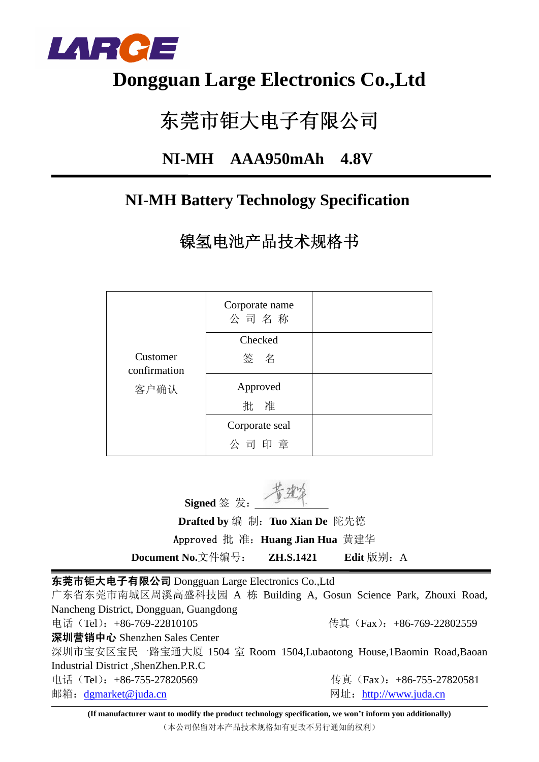LARGE

# Dongguan Large Electronics Co.,Ltd

# 东莞市钜大电子有限公司

## NI-MH　AAA950mAh　4.8V

## NI-MH Battery Technology Specification

## 镍氢电池产品技术规格书

| Customer confirmation 客户确认 | Corporate name 公 司 名 称 | |
|---|---|---|
| | Checked 签　名 | |
| | Approved 批　准 | |
| | Corporate seal 公 司 印 章 | |

**Signed** 签　发：\_\_\_\_\_\_\_\_\_\_\_\_

**Drafted by** 编　制：**Tuo Xian De**　陀先德

Approved 批　准：**Huang Jian Hua**　黄建华

**Document No.**文件编号：　**ZH.S.1421**　　**Edit** 版别：A

---

**东莞市钜大电子有限公司** Dongguan Large Electronics Co.,Ltd

广东省东莞市南城区周溪高盛科技园 A 栋 Building A, Gosun Science Park, Zhouxi Road, Nancheng District, Dongguan, Guangdong

电话（Tel）：+86-769-22810105　　　　传真（Fax）：+86-769-22802559

**深圳营销中心** Shenzhen Sales Center

深圳市宝安区宝民一路宝通大厦 1504 室 Room 1504,Lubaotong House,1Baomin Road,Baoan Industrial District ,ShenZhen.P.R.C

电话（Tel）：+86-755-27820569　　　　传真（Fax）：+86-755-27820581

邮箱：dgmarket@juda.cn　　　　网址：http://www.juda.cn

**(If manufacturer want to modify the product technology specification, we won't inform you additionally)**

（本公司保留对本产品技术规格如有更改不另行通知的权利）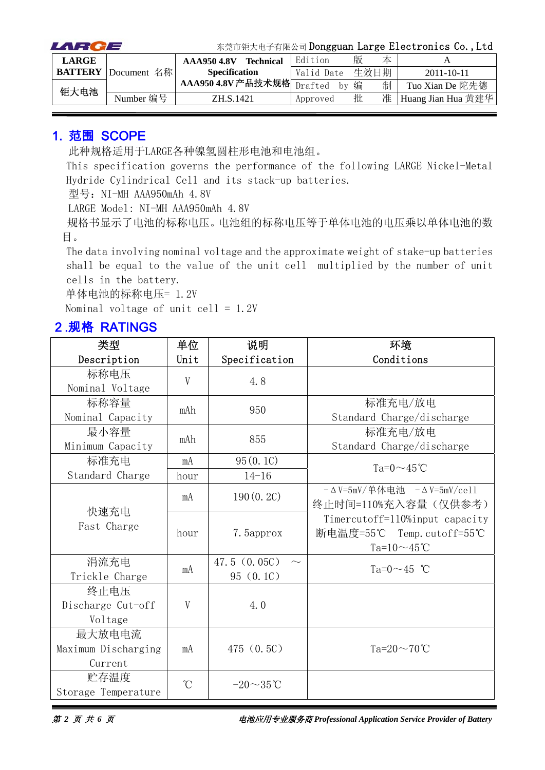| LARGE BATTERY 钜大电池 | Document 名称 | AAA950 4.8V Technical Specification AAA950 4.8V产品技术规格 | Edition 版 本 | A |
|---|---|---|---|---|
| | | | Valid Date 生效日期 | 2011-10-11 |
| | | | Drafted by 编 制 | Tuo Xian De 陀先德 |
| | Number 编号 | ZH.S.1421 | Approved 批 准 | Huang Jian Hua 黄建华 |

## 1. 范围 SCOPE

此种规格适用于LARGE各种镍氢圆柱形电池和电池组。

This specification governs the performance of the following LARGE Nickel-Metal Hydride Cylindrical Cell and its stack-up batteries.

型号：NI-MH AAA950mAh 4.8V

LARGE Model: NI-MH AAA950mAh 4.8V

规格书显示了电池的标称电压。电池组的标称电压等于单体电池的电压乘以单体电池的数目。

The data involving nominal voltage and the approximate weight of stake-up batteries shall be equal to the value of the unit cell multiplied by the number of unit cells in the battery.

单体电池的标称电压= 1.2V

Nominal voltage of unit cell = 1.2V

## 2.规格 RATINGS

| 类型 Description | 单位 Unit | 说明 Specification | 环境 Conditions |
|---|---|---|---|
| 标称电压 Nominal Voltage | V | 4.8 | |
| 标称容量 Nominal Capacity | mAh | 950 | 标准充电/放电 Standard Charge/discharge |
| 最小容量 Minimum Capacity | mAh | 855 | 标准充电/放电 Standard Charge/discharge |
| 标准充电 Standard Charge | mA | 95(0.1C) | Ta=0～45℃ |
| | hour | 14-16 | |
| 快速充电 Fast Charge | mA | 190(0.2C) | －ΔV=5mV/单体电池 －ΔV=5mV/cell 终止时间=110%充入容量（仅供参考） Timercutoff=110%input capacity 断电温度=55℃ Temp.cutoff=55℃ Ta=10～45℃ |
| | hour | 7.5approx | |
| 涓流充电 Trickle Charge | mA | 47.5（0.05C） ～ 95（0.1C） | Ta=0～45 ℃ |
| 终止电压 Discharge Cut-off Voltage | V | 4.0 | |
| 最大放电电流 Maximum Discharging Current | mA | 475（0.5C） | Ta=20～70℃ |
| 贮存温度 Storage Temperature | ℃ | -20～35℃ | |

*电池应用专业服务商 Professional Application Service Provider of Battery*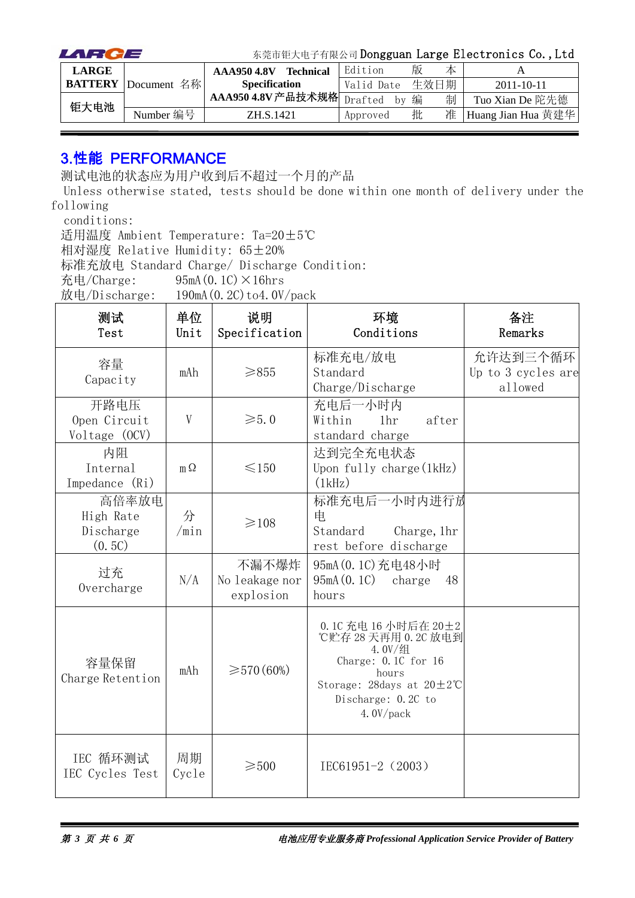## 3.性能 PERFORMANCE

测试电池的状态应为用户收到后不超过一个月的产品

Unless otherwise stated, tests should be done within one month of delivery under the following conditions:

适用温度 Ambient Temperature: Ta=20±5℃

相对湿度 Relative Humidity: 65±20%

标准充放电 Standard Charge/ Discharge Condition:

充电/Charge: 95mA(0.1C)×16hrs

放电/Discharge: 190mA(0.2C)to4.0V/pack

| 测试<br>Test | 单位<br>Unit | 说明<br>Specification | 环境<br>Conditions | 备注<br>Remarks |
|---|---|---|---|---|
| 容量<br>Capacity | mAh | ≥855 | 标准充电/放电<br>Standard Charge/Discharge | 允许达到三个循环<br>Up to 3 cycles are allowed |
| 开路电压<br>Open Circuit Voltage (OCV) | V | ≥5.0 | 充电后一小时内<br>Within 1hr after standard charge | |
| 内阻<br>Internal Impedance (Ri) | mΩ | ≤150 | 达到完全充电状态<br>Upon fully charge(1kHz)(1kHz) | |
| 高倍率放电<br>High Rate Discharge (0.5C) | 分/min | ≥108 | 标准充电后一小时内进行放电<br>Standard Charge, 1hr rest before discharge | |
| 过充<br>Overcharge | N/A | 不漏不爆炸<br>No leakage nor explosion | 95mA(0.1C)充电48小时<br>95mA(0.1C) charge 48 hours | |
| 容量保留<br>Charge Retention | mAh | ≥570(60%) | 0.1C 充电 16 小时后在 20±2℃贮存 28 天再用 0.2C 放电到 4.0V/组<br>Charge: 0.1C for 16 hours<br>Storage: 28days at 20±2℃<br>Discharge: 0.2C to 4.0V/pack | |
| IEC 循环测试<br>IEC Cycles Test | 周期<br>Cycle | ≥500 | IEC61951-2（2003） | |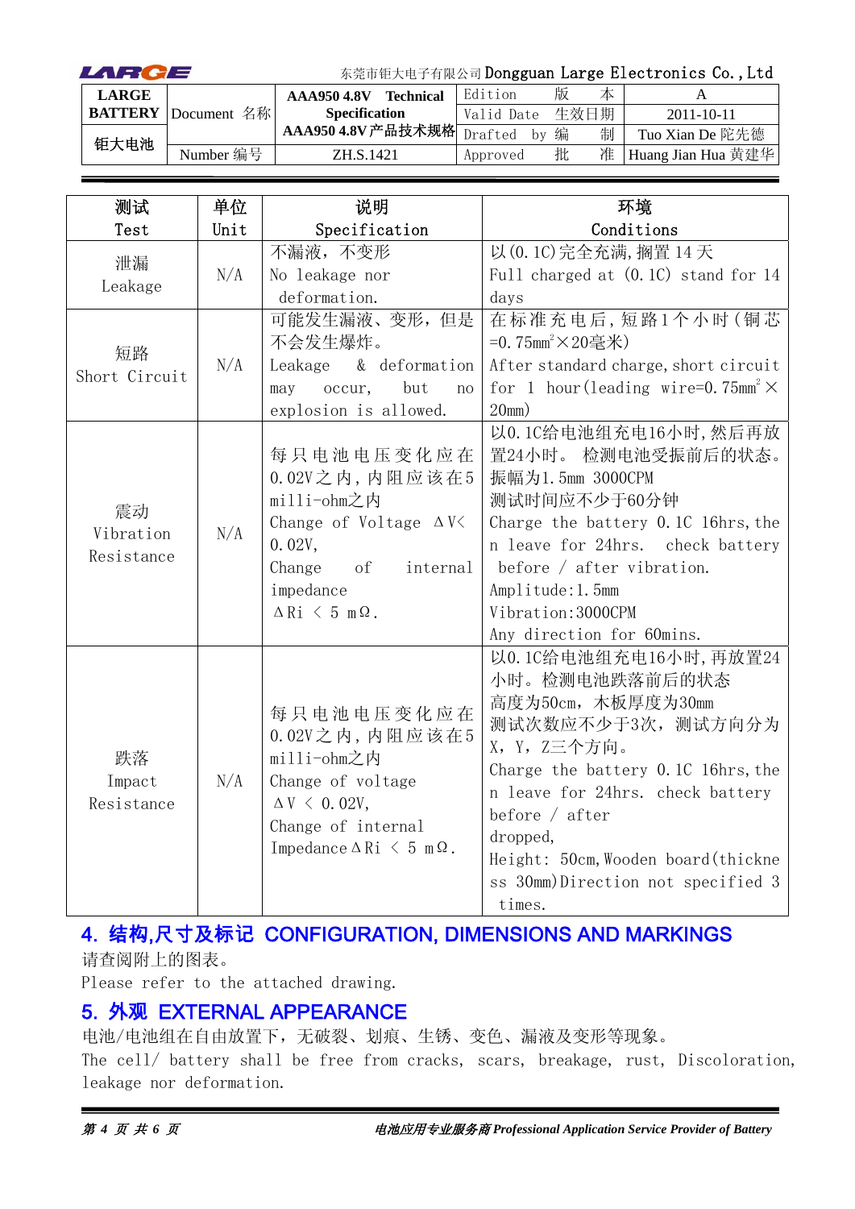| 测试<br>Test | 单位<br>Unit | 说明<br>Specification | 环境<br>Conditions |
|---|---|---|---|
| 泄漏<br>Leakage | N/A | 不漏液，不变形<br>No leakage nor deformation. | 以(0.1C)完全充满,搁置 14 天<br>Full charged at (0.1C) stand for 14 days |
| 短路<br>Short Circuit | N/A | 可能发生漏液、变形，但是不会发生爆炸。<br>Leakage & deformation may occur, but no explosion is allowed. | 在标准充电后,短路1个小时(铜芯 $=0.75mm^2 \times 20$毫米)<br>After standard charge, short circuit for 1 hour(leading wire $=0.75mm^2 \times 20mm$) |
| 震动<br>Vibration Resistance | N/A | 每只电池电压变化应在0.02V之内,内阻应该在5 milli-ohm之内<br>Change of Voltage $\Delta V <$ 0.02V,<br>Change of internal impedance<br>$\Delta Ri < 5\ m\Omega$. | 以0.1C给电池组充电16小时,然后再放置24小时。 检测电池受振前后的状态。<br>振幅为1.5mm 3000CPM<br>测试时间应不少于60分钟<br>Charge the battery 0.1C 16hrs, then leave for 24hrs. check battery before / after vibration.<br>Amplitude:1.5mm<br>Vibration:3000CPM<br>Any direction for 60mins. |
| 跌落<br>Impact Resistance | N/A | 每只电池电压变化应在0.02V之内,内阻应该在5 milli-ohm之内<br>Change of voltage<br>$\Delta V < 0.02V$,<br>Change of internal Impedance $\Delta Ri < 5\ m\Omega$. | 以0.1C给电池组充电16小时,再放置24小时。检测电池跌落前后的状态<br>高度为50cm，木板厚度为30mm<br>测试次数应不少于3次，测试方向分为X，Y，Z三个方向。<br>Charge the battery 0.1C 16hrs, then leave for 24hrs. check battery before / after dropped,<br>Height: 50cm, Wooden board(thickness 30mm)Direction not specified 3 times. |

## 4. 结构,尺寸及标记 CONFIGURATION, DIMENSIONS AND MARKINGS

请查阅附上的图表。

Please refer to the attached drawing.

## 5. 外观 EXTERNAL APPEARANCE

电池/电池组在自由放置下，无破裂、划痕、生锈、变色、漏液及变形等现象。

The cell/ battery shall be free from cracks, scars, breakage, rust, Discoloration, leakage nor deformation.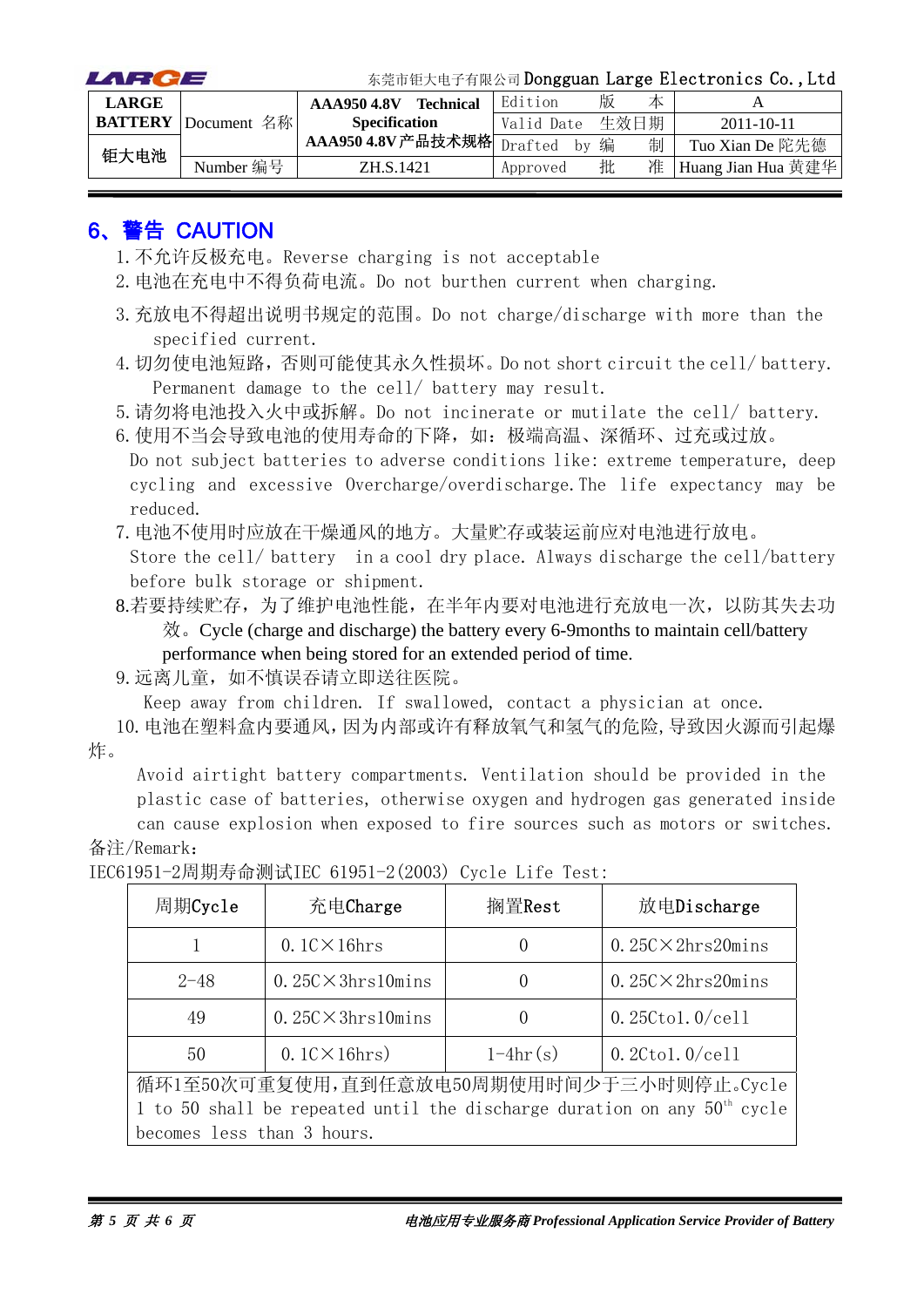| LARGE BATTERY 钜大电池 | Document 名称 | AAA950 4.8V Technical Specification AAA950 4.8V 产品技术规格 | Edition 版 本 | A |
|---|---|---|---|---|
| | | | Valid Date 生效日期 | 2011-10-11 |
| | | | Drafted by 编 制 | Tuo Xian De 陀先德 |
| | Number 编号 | ZH.S.1421 | Approved 批 准 | Huang Jian Hua 黄建华 |

## 6、警告 CAUTION

1. 不允许反极充电。Reverse charging is not acceptable
2. 电池在充电中不得负荷电流。Do not burthen current when charging.
3. 充放电不得超出说明书规定的范围。Do not charge/discharge with more than the specified current.
4. 切勿使电池短路，否则可能使其永久性损坏。Do not short circuit the cell/ battery. Permanent damage to the cell/ battery may result.
5. 请勿将电池投入火中或拆解。Do not incinerate or mutilate the cell/ battery.
6. 使用不当会导致电池的使用寿命的下降，如：极端高温、深循环、过充或过放。Do not subject batteries to adverse conditions like: extreme temperature, deep cycling and excessive Overcharge/overdischarge. The life expectancy may be reduced.
7. 电池不使用时应放在干燥通风的地方。大量贮存或装运前应对电池进行放电。Store the cell/ battery in a cool dry place. Always discharge the cell/battery before bulk storage or shipment.
8. 若要持续贮存，为了维护电池性能，在半年内要对电池进行充放电一次，以防其失去功效。Cycle (charge and discharge) the battery every 6-9months to maintain cell/battery performance when being stored for an extended period of time.
9. 远离儿童，如不慎误吞请立即送往医院。Keep away from children. If swallowed, contact a physician at once.
10. 电池在塑料盒内要通风，因为内部或许有释放氧气和氢气的危险，导致因火源而引起爆炸。Avoid airtight battery compartments. Ventilation should be provided in the plastic case of batteries, otherwise oxygen and hydrogen gas generated inside can cause explosion when exposed to fire sources such as motors or switches.

备注/Remark：

IEC61951-2周期寿命测试IEC 61951-2(2003) Cycle Life Test:

| 周期Cycle | 充电Charge | 搁置Rest | 放电Discharge |
|---|---|---|---|
| 1 | 0.1C×16hrs | 0 | 0.25C×2hrs20mins |
| 2-48 | 0.25C×3hrs10mins | 0 | 0.25C×2hrs20mins |
| 49 | 0.25C×3hrs10mins | 0 | 0.25Cto1.0/cell |
| 50 | 0.1C×16hrs) | 1-4hr(s) | 0.2Cto1.0/cell |
| 循环1至50次可重复使用，直到任意放电50周期使用时间少于三小时则停止。Cycle 1 to 50 shall be repeated until the discharge duration on any 50th cycle becomes less than 3 hours. | | | |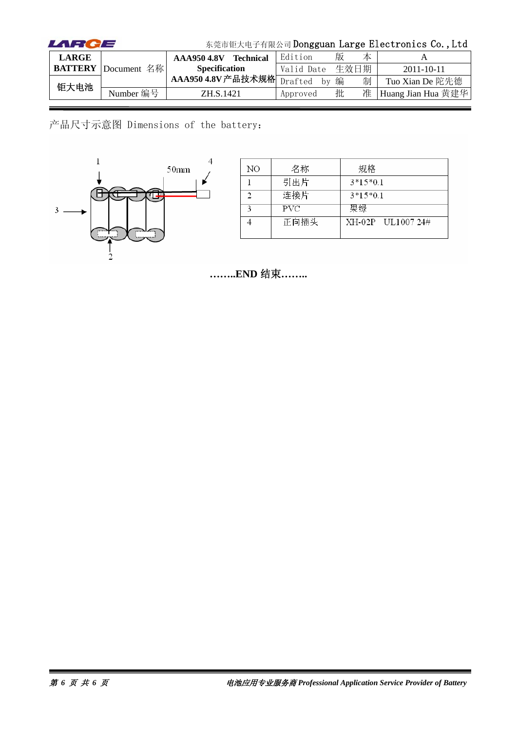产品尺寸示意图 Dimensions of the battery:

1

4

50mm

3

2

| NO | 名称 | 规格 |
|---|---|---|
| 1 | 引出片 | 3*15*0.1 |
| 2 | 连接片 | 3*15*0.1 |
| 3 | PVC | 果绿 |
| 4 | 正向插头 | XH-02P　UL1007 24# |

**……..END 结束……..**